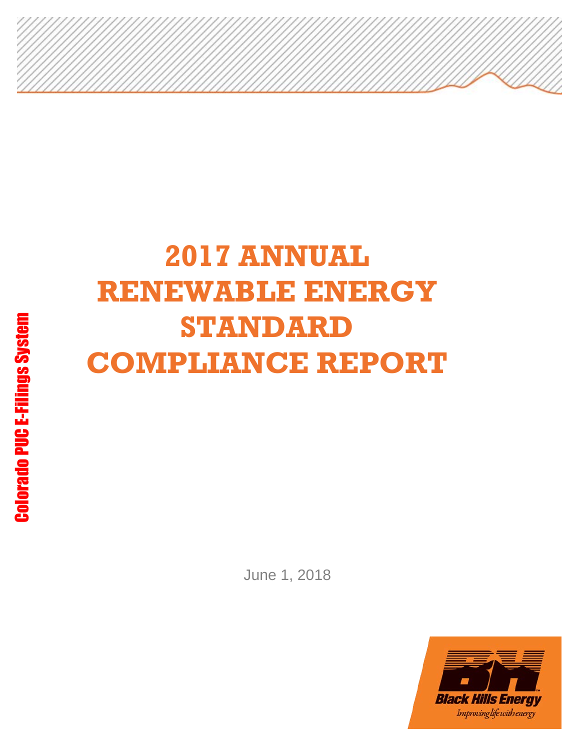# 2017 ANNUAL RENEWABLE ENERGY STANDARD COMPLIANCE REPORT

June 1, 2018

Black Hills Energy

Improving life with energy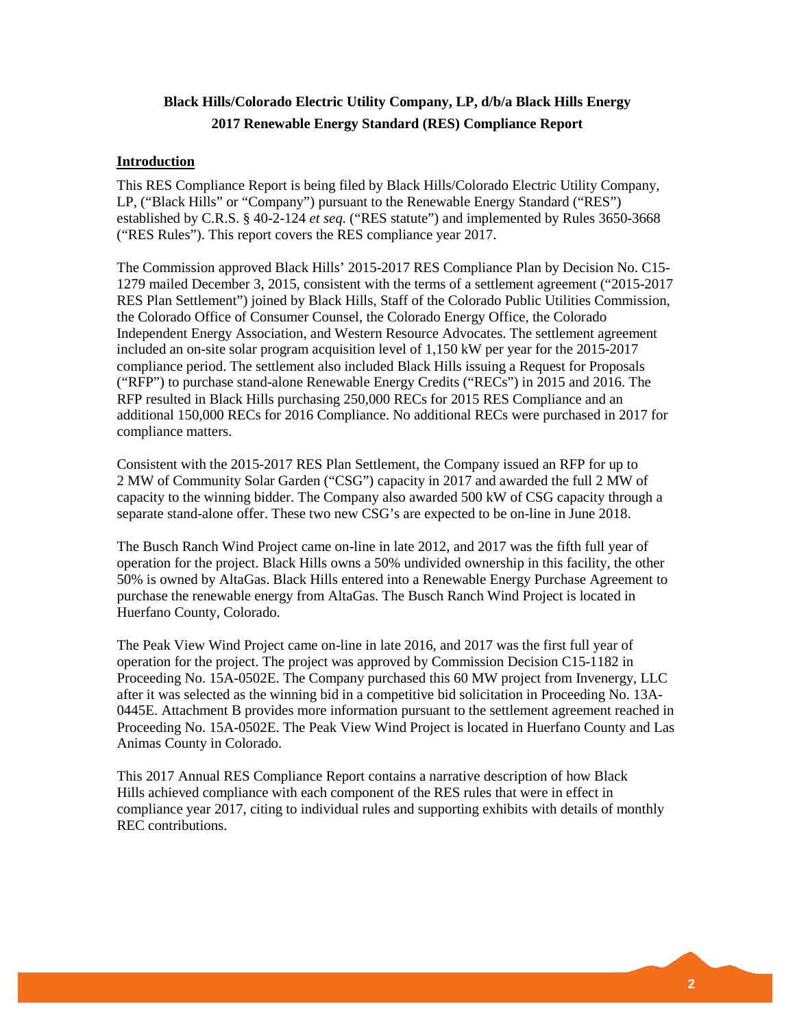**Black Hills/Colorado Electric Utility Company, LP, d/b/a Black Hills Energy**
**2017 Renewable Energy Standard (RES) Compliance Report**

## Introduction

This RES Compliance Report is being filed by Black Hills/Colorado Electric Utility Company, LP, ("Black Hills" or "Company") pursuant to the Renewable Energy Standard ("RES") established by C.R.S. § 40-2-124 *et seq.* ("RES statute") and implemented by Rules 3650-3668 ("RES Rules"). This report covers the RES compliance year 2017.

The Commission approved Black Hills' 2015-2017 RES Compliance Plan by Decision No. C15-1279 mailed December 3, 2015, consistent with the terms of a settlement agreement ("2015-2017 RES Plan Settlement") joined by Black Hills, Staff of the Colorado Public Utilities Commission, the Colorado Office of Consumer Counsel, the Colorado Energy Office, the Colorado Independent Energy Association, and Western Resource Advocates. The settlement agreement included an on-site solar program acquisition level of 1,150 kW per year for the 2015-2017 compliance period. The settlement also included Black Hills issuing a Request for Proposals ("RFP") to purchase stand-alone Renewable Energy Credits ("RECs") in 2015 and 2016. The RFP resulted in Black Hills purchasing 250,000 RECs for 2015 RES Compliance and an additional 150,000 RECs for 2016 Compliance. No additional RECs were purchased in 2017 for compliance matters.

Consistent with the 2015-2017 RES Plan Settlement, the Company issued an RFP for up to 2 MW of Community Solar Garden ("CSG") capacity in 2017 and awarded the full 2 MW of capacity to the winning bidder. The Company also awarded 500 kW of CSG capacity through a separate stand-alone offer. These two new CSG's are expected to be on-line in June 2018.

The Busch Ranch Wind Project came on-line in late 2012, and 2017 was the fifth full year of operation for the project. Black Hills owns a 50% undivided ownership in this facility, the other 50% is owned by AltaGas. Black Hills entered into a Renewable Energy Purchase Agreement to purchase the renewable energy from AltaGas. The Busch Ranch Wind Project is located in Huerfano County, Colorado.

The Peak View Wind Project came on-line in late 2016, and 2017 was the first full year of operation for the project. The project was approved by Commission Decision C15-1182 in Proceeding No. 15A-0502E. The Company purchased this 60 MW project from Invenergy, LLC after it was selected as the winning bid in a competitive bid solicitation in Proceeding No. 13A-0445E. Attachment B provides more information pursuant to the settlement agreement reached in Proceeding No. 15A-0502E. The Peak View Wind Project is located in Huerfano County and Las Animas County in Colorado.

This 2017 Annual RES Compliance Report contains a narrative description of how Black Hills achieved compliance with each component of the RES rules that were in effect in compliance year 2017, citing to individual rules and supporting exhibits with details of monthly REC contributions.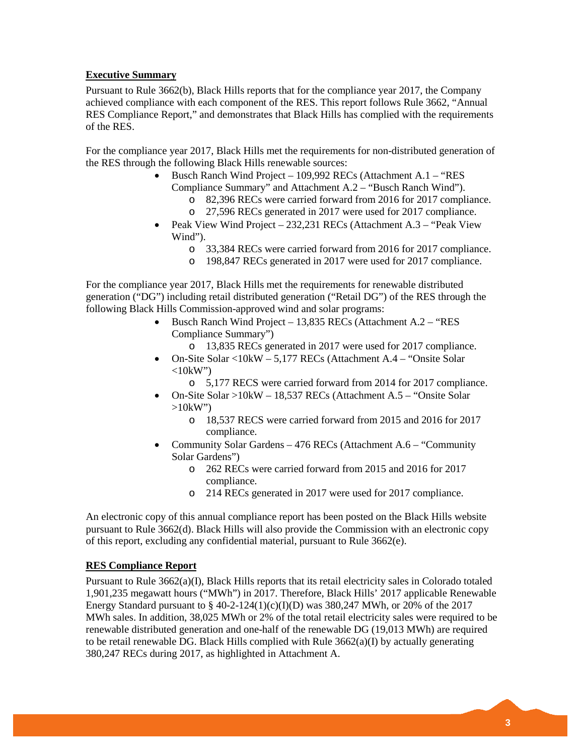**Executive Summary**

Pursuant to Rule 3662(b), Black Hills reports that for the compliance year 2017, the Company achieved compliance with each component of the RES. This report follows Rule 3662, "Annual RES Compliance Report," and demonstrates that Black Hills has complied with the requirements of the RES.

For the compliance year 2017, Black Hills met the requirements for non-distributed generation of the RES through the following Black Hills renewable sources:

- Busch Ranch Wind Project – 109,992 RECs (Attachment A.1 – "RES Compliance Summary" and Attachment A.2 – "Busch Ranch Wind").
  - 82,396 RECs were carried forward from 2016 for 2017 compliance.
  - 27,596 RECs generated in 2017 were used for 2017 compliance.
- Peak View Wind Project – 232,231 RECs (Attachment A.3 – "Peak View Wind").
  - 33,384 RECs were carried forward from 2016 for 2017 compliance.
  - 198,847 RECs generated in 2017 were used for 2017 compliance.

For the compliance year 2017, Black Hills met the requirements for renewable distributed generation ("DG") including retail distributed generation ("Retail DG") of the RES through the following Black Hills Commission-approved wind and solar programs:

- Busch Ranch Wind Project – 13,835 RECs (Attachment A.2 – "RES Compliance Summary")
  - 13,835 RECs generated in 2017 were used for 2017 compliance.
- On-Site Solar <10kW – 5,177 RECs (Attachment A.4 – "Onsite Solar <10kW")
  - 5,177 RECS were carried forward from 2014 for 2017 compliance.
- On-Site Solar >10kW – 18,537 RECs (Attachment A.5 – "Onsite Solar >10kW")
  - 18,537 RECS were carried forward from 2015 and 2016 for 2017 compliance.
- Community Solar Gardens – 476 RECs (Attachment A.6 – "Community Solar Gardens")
  - 262 RECs were carried forward from 2015 and 2016 for 2017 compliance.
  - 214 RECs generated in 2017 were used for 2017 compliance.

An electronic copy of this annual compliance report has been posted on the Black Hills website pursuant to Rule 3662(d). Black Hills will also provide the Commission with an electronic copy of this report, excluding any confidential material, pursuant to Rule 3662(e).

**RES Compliance Report**

Pursuant to Rule 3662(a)(I), Black Hills reports that its retail electricity sales in Colorado totaled 1,901,235 megawatt hours ("MWh") in 2017. Therefore, Black Hills' 2017 applicable Renewable Energy Standard pursuant to § 40-2-124(1)(c)(I)(D) was 380,247 MWh, or 20% of the 2017 MWh sales. In addition, 38,025 MWh or 2% of the total retail electricity sales were required to be renewable distributed generation and one-half of the renewable DG (19,013 MWh) are required to be retail renewable DG. Black Hills complied with Rule 3662(a)(I) by actually generating 380,247 RECs during 2017, as highlighted in Attachment A.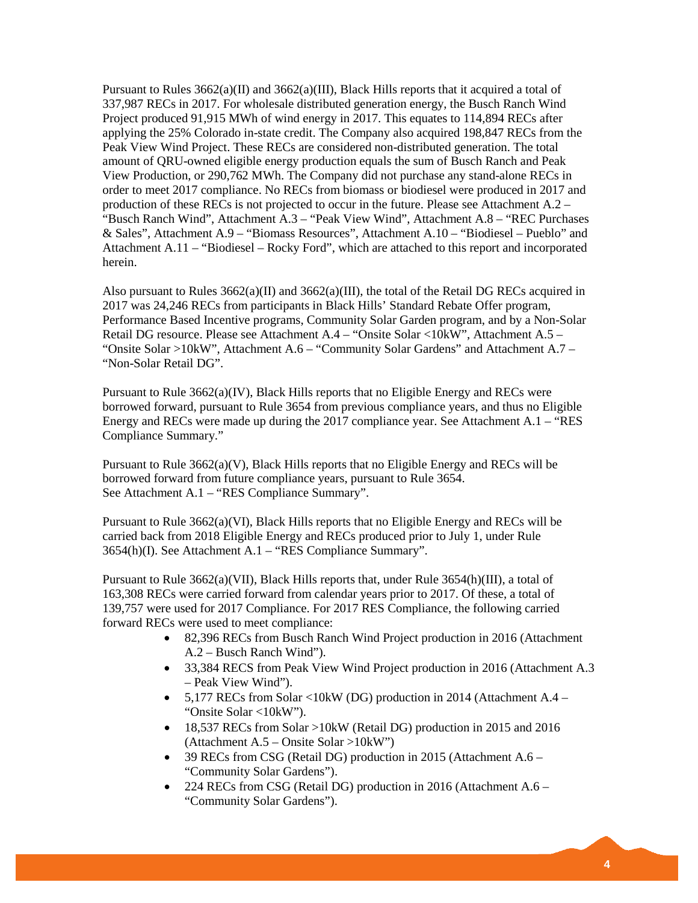Pursuant to Rules 3662(a)(II) and 3662(a)(III), Black Hills reports that it acquired a total of 337,987 RECs in 2017. For wholesale distributed generation energy, the Busch Ranch Wind Project produced 91,915 MWh of wind energy in 2017. This equates to 114,894 RECs after applying the 25% Colorado in-state credit. The Company also acquired 198,847 RECs from the Peak View Wind Project. These RECs are considered non-distributed generation. The total amount of QRU-owned eligible energy production equals the sum of Busch Ranch and Peak View Production, or 290,762 MWh. The Company did not purchase any stand-alone RECs in order to meet 2017 compliance. No RECs from biomass or biodiesel were produced in 2017 and production of these RECs is not projected to occur in the future. Please see Attachment A.2 – "Busch Ranch Wind", Attachment A.3 – "Peak View Wind", Attachment A.8 – "REC Purchases & Sales", Attachment A.9 – "Biomass Resources", Attachment A.10 – "Biodiesel – Pueblo" and Attachment A.11 – "Biodiesel – Rocky Ford", which are attached to this report and incorporated herein.

Also pursuant to Rules 3662(a)(II) and 3662(a)(III), the total of the Retail DG RECs acquired in 2017 was 24,246 RECs from participants in Black Hills' Standard Rebate Offer program, Performance Based Incentive programs, Community Solar Garden program, and by a Non-Solar Retail DG resource. Please see Attachment A.4 – "Onsite Solar <10kW", Attachment A.5 – "Onsite Solar >10kW", Attachment A.6 – "Community Solar Gardens" and Attachment A.7 – "Non-Solar Retail DG".

Pursuant to Rule 3662(a)(IV), Black Hills reports that no Eligible Energy and RECs were borrowed forward, pursuant to Rule 3654 from previous compliance years, and thus no Eligible Energy and RECs were made up during the 2017 compliance year. See Attachment A.1 – "RES Compliance Summary."

Pursuant to Rule 3662(a)(V), Black Hills reports that no Eligible Energy and RECs will be borrowed forward from future compliance years, pursuant to Rule 3654. See Attachment A.1 – "RES Compliance Summary".

Pursuant to Rule 3662(a)(VI), Black Hills reports that no Eligible Energy and RECs will be carried back from 2018 Eligible Energy and RECs produced prior to July 1, under Rule 3654(h)(I). See Attachment A.1 – "RES Compliance Summary".

Pursuant to Rule 3662(a)(VII), Black Hills reports that, under Rule 3654(h)(III), a total of 163,308 RECs were carried forward from calendar years prior to 2017. Of these, a total of 139,757 were used for 2017 Compliance. For 2017 RES Compliance, the following carried forward RECs were used to meet compliance:

- 82,396 RECs from Busch Ranch Wind Project production in 2016 (Attachment A.2 – Busch Ranch Wind").
- 33,384 RECS from Peak View Wind Project production in 2016 (Attachment A.3 – Peak View Wind").
- 5,177 RECs from Solar <10kW (DG) production in 2014 (Attachment A.4 – "Onsite Solar <10kW").
- 18,537 RECs from Solar >10kW (Retail DG) production in 2015 and 2016 (Attachment A.5 – Onsite Solar >10kW")
- 39 RECs from CSG (Retail DG) production in 2015 (Attachment A.6 – "Community Solar Gardens").
- 224 RECs from CSG (Retail DG) production in 2016 (Attachment A.6 – "Community Solar Gardens").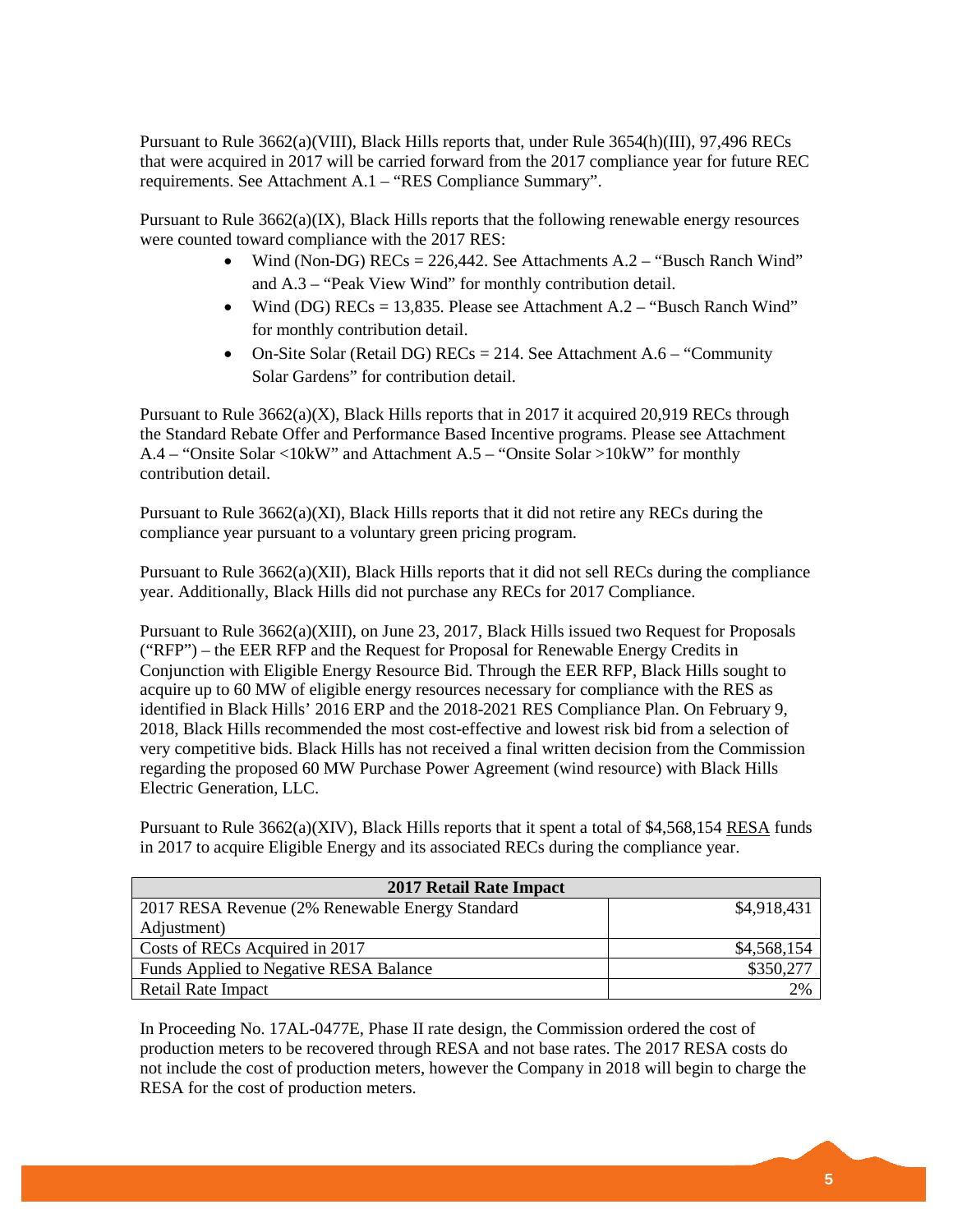Pursuant to Rule 3662(a)(VIII), Black Hills reports that, under Rule 3654(h)(III), 97,496 RECs that were acquired in 2017 will be carried forward from the 2017 compliance year for future REC requirements. See Attachment A.1 – "RES Compliance Summary".

Pursuant to Rule 3662(a)(IX), Black Hills reports that the following renewable energy resources were counted toward compliance with the 2017 RES:

- Wind (Non-DG) RECs = 226,442. See Attachments A.2 – "Busch Ranch Wind" and A.3 – "Peak View Wind" for monthly contribution detail.
- Wind (DG) RECs = 13,835. Please see Attachment A.2 – "Busch Ranch Wind" for monthly contribution detail.
- On-Site Solar (Retail DG) RECs = 214. See Attachment A.6 – "Community Solar Gardens" for contribution detail.

Pursuant to Rule 3662(a)(X), Black Hills reports that in 2017 it acquired 20,919 RECs through the Standard Rebate Offer and Performance Based Incentive programs. Please see Attachment A.4 – "Onsite Solar <10kW" and Attachment A.5 – "Onsite Solar >10kW" for monthly contribution detail.

Pursuant to Rule 3662(a)(XI), Black Hills reports that it did not retire any RECs during the compliance year pursuant to a voluntary green pricing program.

Pursuant to Rule 3662(a)(XII), Black Hills reports that it did not sell RECs during the compliance year. Additionally, Black Hills did not purchase any RECs for 2017 Compliance.

Pursuant to Rule 3662(a)(XIII), on June 23, 2017, Black Hills issued two Request for Proposals ("RFP") – the EER RFP and the Request for Proposal for Renewable Energy Credits in Conjunction with Eligible Energy Resource Bid. Through the EER RFP, Black Hills sought to acquire up to 60 MW of eligible energy resources necessary for compliance with the RES as identified in Black Hills' 2016 ERP and the 2018-2021 RES Compliance Plan. On February 9, 2018, Black Hills recommended the most cost-effective and lowest risk bid from a selection of very competitive bids. Black Hills has not received a final written decision from the Commission regarding the proposed 60 MW Purchase Power Agreement (wind resource) with Black Hills Electric Generation, LLC.

Pursuant to Rule 3662(a)(XIV), Black Hills reports that it spent a total of $4,568,154 RESA funds in 2017 to acquire Eligible Energy and its associated RECs during the compliance year.

| 2017 Retail Rate Impact | |
|---|---|
| 2017 RESA Revenue (2% Renewable Energy Standard Adjustment) | $4,918,431 |
| Costs of RECs Acquired in 2017 | $4,568,154 |
| Funds Applied to Negative RESA Balance | $350,277 |
| Retail Rate Impact | 2% |

In Proceeding No. 17AL-0477E, Phase II rate design, the Commission ordered the cost of production meters to be recovered through RESA and not base rates. The 2017 RESA costs do not include the cost of production meters, however the Company in 2018 will begin to charge the RESA for the cost of production meters.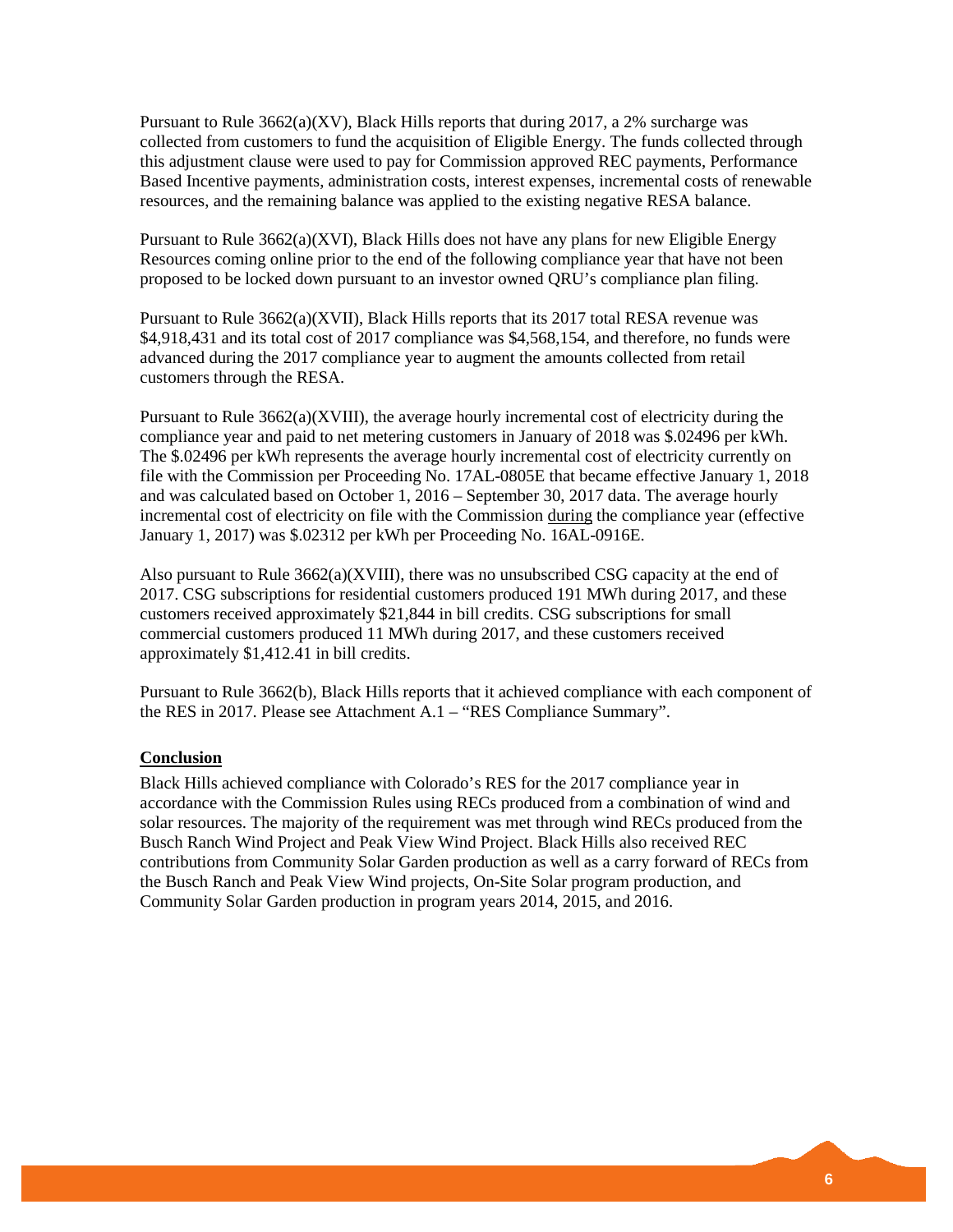Pursuant to Rule 3662(a)(XV), Black Hills reports that during 2017, a 2% surcharge was collected from customers to fund the acquisition of Eligible Energy. The funds collected through this adjustment clause were used to pay for Commission approved REC payments, Performance Based Incentive payments, administration costs, interest expenses, incremental costs of renewable resources, and the remaining balance was applied to the existing negative RESA balance.

Pursuant to Rule 3662(a)(XVI), Black Hills does not have any plans for new Eligible Energy Resources coming online prior to the end of the following compliance year that have not been proposed to be locked down pursuant to an investor owned QRU's compliance plan filing.

Pursuant to Rule 3662(a)(XVII), Black Hills reports that its 2017 total RESA revenue was $4,918,431 and its total cost of 2017 compliance was $4,568,154, and therefore, no funds were advanced during the 2017 compliance year to augment the amounts collected from retail customers through the RESA.

Pursuant to Rule 3662(a)(XVIII), the average hourly incremental cost of electricity during the compliance year and paid to net metering customers in January of 2018 was $.02496 per kWh. The $.02496 per kWh represents the average hourly incremental cost of electricity currently on file with the Commission per Proceeding No. 17AL-0805E that became effective January 1, 2018 and was calculated based on October 1, 2016 – September 30, 2017 data. The average hourly incremental cost of electricity on file with the Commission <u>during</u> the compliance year (effective January 1, 2017) was $.02312 per kWh per Proceeding No. 16AL-0916E.

Also pursuant to Rule 3662(a)(XVIII), there was no unsubscribed CSG capacity at the end of 2017. CSG subscriptions for residential customers produced 191 MWh during 2017, and these customers received approximately $21,844 in bill credits. CSG subscriptions for small commercial customers produced 11 MWh during 2017, and these customers received approximately $1,412.41 in bill credits.

Pursuant to Rule 3662(b), Black Hills reports that it achieved compliance with each component of the RES in 2017. Please see Attachment A.1 – "RES Compliance Summary".

## Conclusion

Black Hills achieved compliance with Colorado's RES for the 2017 compliance year in accordance with the Commission Rules using RECs produced from a combination of wind and solar resources. The majority of the requirement was met through wind RECs produced from the Busch Ranch Wind Project and Peak View Wind Project. Black Hills also received REC contributions from Community Solar Garden production as well as a carry forward of RECs from the Busch Ranch and Peak View Wind projects, On-Site Solar program production, and Community Solar Garden production in program years 2014, 2015, and 2016.